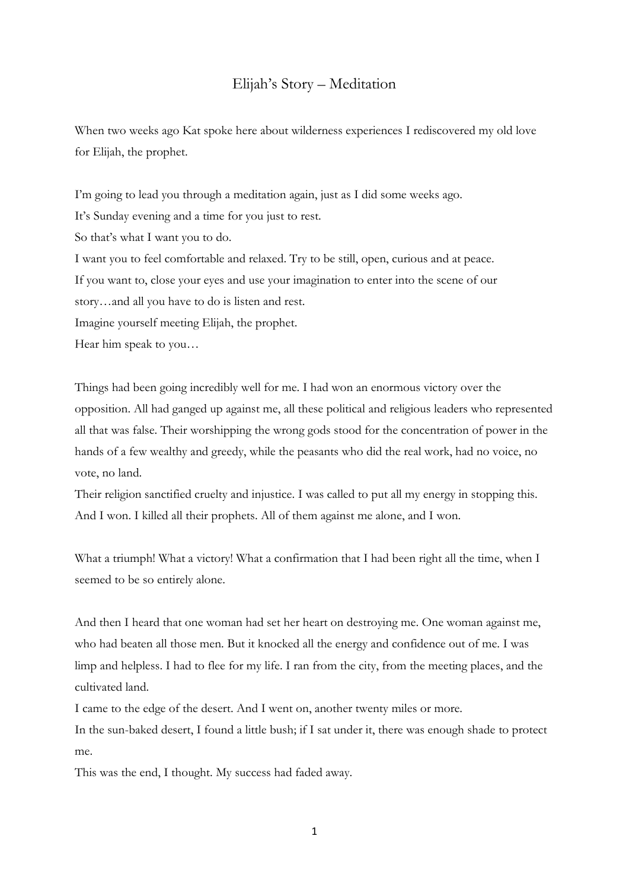# Elijah's Story – Meditation

When two weeks ago Kat spoke here about wilderness experiences I rediscovered my old love for Elijah, the prophet.

I'm going to lead you through a meditation again, just as I did some weeks ago.
It's Sunday evening and a time for you just to rest.
So that's what I want you to do.
I want you to feel comfortable and relaxed. Try to be still, open, curious and at peace.
If you want to, close your eyes and use your imagination to enter into the scene of our story…and all you have to do is listen and rest.
Imagine yourself meeting Elijah, the prophet.
Hear him speak to you…

Things had been going incredibly well for me. I had won an enormous victory over the opposition. All had ganged up against me, all these political and religious leaders who represented all that was false. Their worshipping the wrong gods stood for the concentration of power in the hands of a few wealthy and greedy, while the peasants who did the real work, had no voice, no vote, no land.
Their religion sanctified cruelty and injustice. I was called to put all my energy in stopping this. And I won. I killed all their prophets. All of them against me alone, and I won.

What a triumph! What a victory! What a confirmation that I had been right all the time, when I seemed to be so entirely alone.

And then I heard that one woman had set her heart on destroying me. One woman against me, who had beaten all those men. But it knocked all the energy and confidence out of me. I was limp and helpless. I had to flee for my life. I ran from the city, from the meeting places, and the cultivated land.
I came to the edge of the desert. And I went on, another twenty miles or more.
In the sun-baked desert, I found a little bush; if I sat under it, there was enough shade to protect me.
This was the end, I thought. My success had faded away.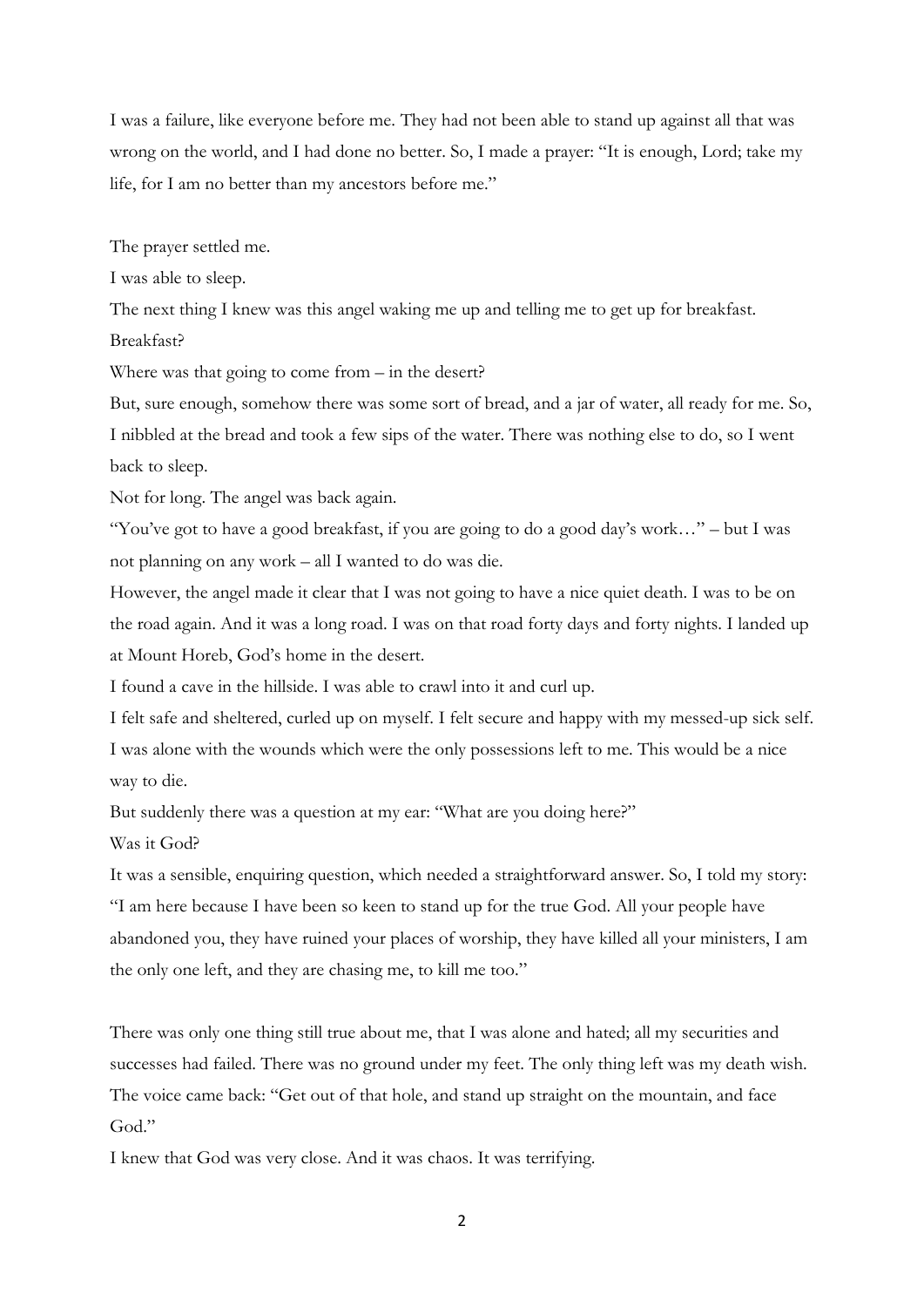I was a failure, like everyone before me. They had not been able to stand up against all that was wrong on the world, and I had done no better. So, I made a prayer: "It is enough, Lord; take my life, for I am no better than my ancestors before me."

The prayer settled me.

I was able to sleep.

The next thing I knew was this angel waking me up and telling me to get up for breakfast.

Breakfast?

Where was that going to come from – in the desert?

But, sure enough, somehow there was some sort of bread, and a jar of water, all ready for me. So, I nibbled at the bread and took a few sips of the water. There was nothing else to do, so I went back to sleep.

Not for long. The angel was back again.

"You've got to have a good breakfast, if you are going to do a good day's work…" – but I was not planning on any work – all I wanted to do was die.

However, the angel made it clear that I was not going to have a nice quiet death. I was to be on the road again. And it was a long road. I was on that road forty days and forty nights. I landed up at Mount Horeb, God's home in the desert.

I found a cave in the hillside. I was able to crawl into it and curl up.

I felt safe and sheltered, curled up on myself. I felt secure and happy with my messed-up sick self. I was alone with the wounds which were the only possessions left to me. This would be a nice way to die.

But suddenly there was a question at my ear: "What are you doing here?"

Was it God?

It was a sensible, enquiring question, which needed a straightforward answer. So, I told my story: "I am here because I have been so keen to stand up for the true God. All your people have abandoned you, they have ruined your places of worship, they have killed all your ministers, I am the only one left, and they are chasing me, to kill me too."

There was only one thing still true about me, that I was alone and hated; all my securities and successes had failed. There was no ground under my feet. The only thing left was my death wish.

The voice came back: "Get out of that hole, and stand up straight on the mountain, and face God."

I knew that God was very close. And it was chaos. It was terrifying.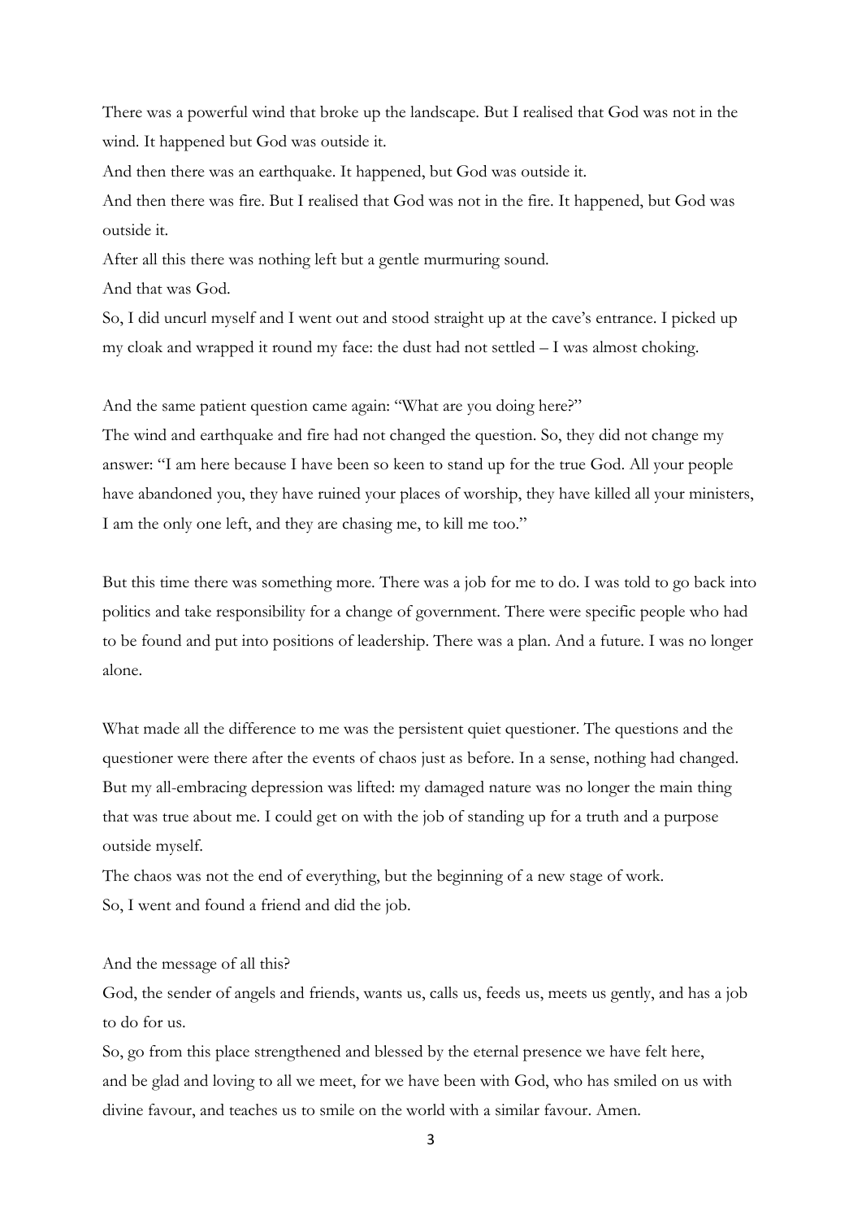There was a powerful wind that broke up the landscape. But I realised that God was not in the wind. It happened but God was outside it.

And then there was an earthquake. It happened, but God was outside it.

And then there was fire. But I realised that God was not in the fire. It happened, but God was outside it.

After all this there was nothing left but a gentle murmuring sound.

And that was God.

So, I did uncurl myself and I went out and stood straight up at the cave's entrance. I picked up my cloak and wrapped it round my face: the dust had not settled – I was almost choking.

And the same patient question came again: "What are you doing here?"

The wind and earthquake and fire had not changed the question. So, they did not change my answer: "I am here because I have been so keen to stand up for the true God. All your people have abandoned you, they have ruined your places of worship, they have killed all your ministers, I am the only one left, and they are chasing me, to kill me too."

But this time there was something more. There was a job for me to do. I was told to go back into politics and take responsibility for a change of government. There were specific people who had to be found and put into positions of leadership. There was a plan. And a future. I was no longer alone.

What made all the difference to me was the persistent quiet questioner. The questions and the questioner were there after the events of chaos just as before. In a sense, nothing had changed. But my all-embracing depression was lifted: my damaged nature was no longer the main thing that was true about me. I could get on with the job of standing up for a truth and a purpose outside myself.

The chaos was not the end of everything, but the beginning of a new stage of work.

So, I went and found a friend and did the job.

And the message of all this?

God, the sender of angels and friends, wants us, calls us, feeds us, meets us gently, and has a job to do for us.

So, go from this place strengthened and blessed by the eternal presence we have felt here, and be glad and loving to all we meet, for we have been with God, who has smiled on us with divine favour, and teaches us to smile on the world with a similar favour. Amen.